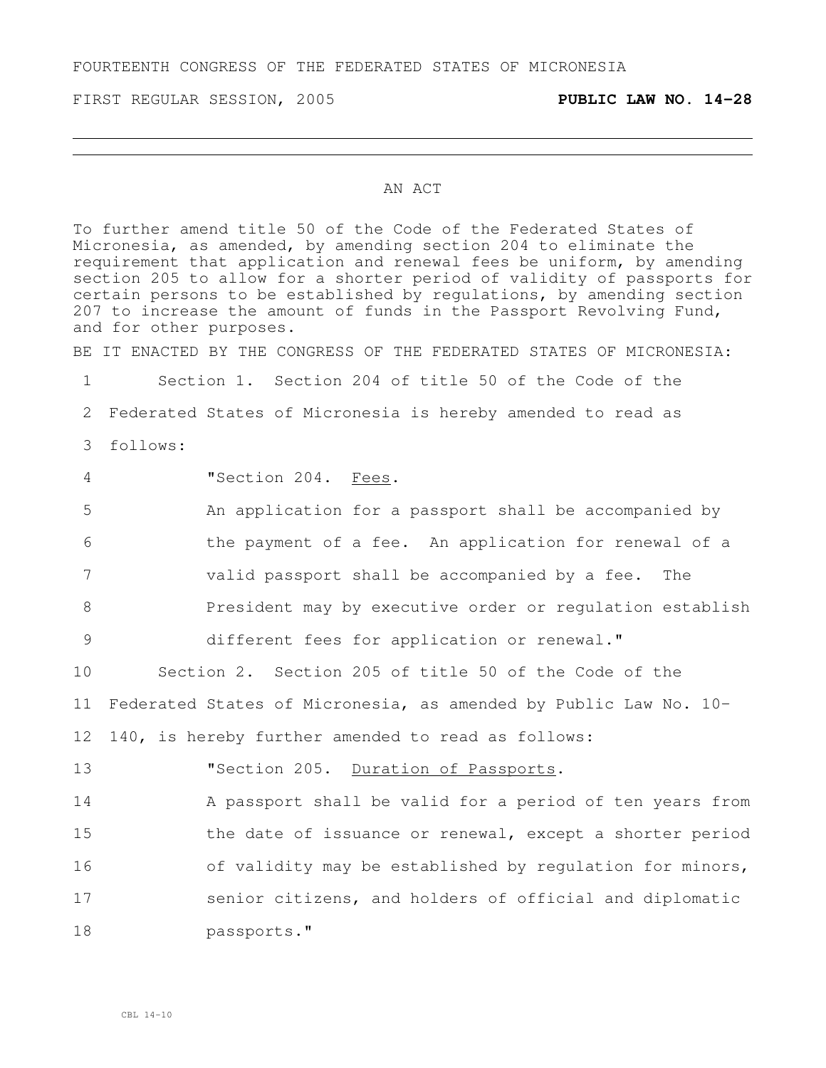FOURTEENTH CONGRESS OF THE FEDERATED STATES OF MICRONESIA

FIRST REGULAR SESSION, 2005 **PUBLIC LAW NO. 14-28**

---

AN ACT

To further amend title 50 of the Code of the Federated States of Micronesia, as amended, by amending section 204 to eliminate the requirement that application and renewal fees be uniform, by amending section 205 to allow for a shorter period of validity of passports for certain persons to be established by regulations, by amending section 207 to increase the amount of funds in the Passport Revolving Fund, and for other purposes.

BE IT ENACTED BY THE CONGRESS OF THE FEDERATED STATES OF MICRONESIA:

Section 1. Section 204 of title 50 of the Code of the Federated States of Micronesia is hereby amended to read as follows:

"Section 204. Fees.

An application for a passport shall be accompanied by the payment of a fee. An application for renewal of a valid passport shall be accompanied by a fee. The President may by executive order or regulation establish different fees for application or renewal."

Section 2. Section 205 of title 50 of the Code of the Federated States of Micronesia, as amended by Public Law No. 10-140, is hereby further amended to read as follows:

"Section 205. Duration of Passports.

A passport shall be valid for a period of ten years from the date of issuance or renewal, except a shorter period of validity may be established by regulation for minors, senior citizens, and holders of official and diplomatic passports."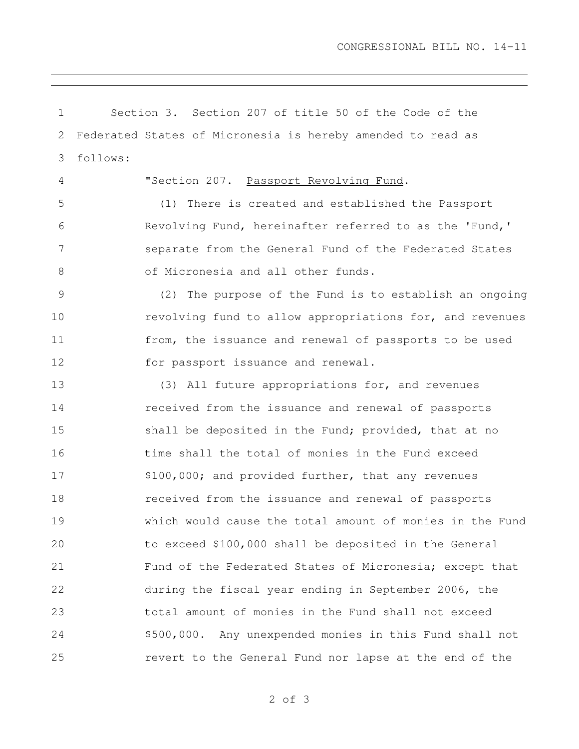Section 3. Section 207 of title 50 of the Code of the Federated States of Micronesia is hereby amended to read as follows:

"Section 207. Passport Revolving Fund.

(1) There is created and established the Passport Revolving Fund, hereinafter referred to as the 'Fund,' separate from the General Fund of the Federated States of Micronesia and all other funds.

(2) The purpose of the Fund is to establish an ongoing revolving fund to allow appropriations for, and revenues from, the issuance and renewal of passports to be used for passport issuance and renewal.

(3) All future appropriations for, and revenues received from the issuance and renewal of passports shall be deposited in the Fund; provided, that at no time shall the total of monies in the Fund exceed $100,000; and provided further, that any revenues received from the issuance and renewal of passports which would cause the total amount of monies in the Fund to exceed $100,000 shall be deposited in the General Fund of the Federated States of Micronesia; except that during the fiscal year ending in September 2006, the total amount of monies in the Fund shall not exceed $500,000. Any unexpended monies in this Fund shall not revert to the General Fund nor lapse at the end of the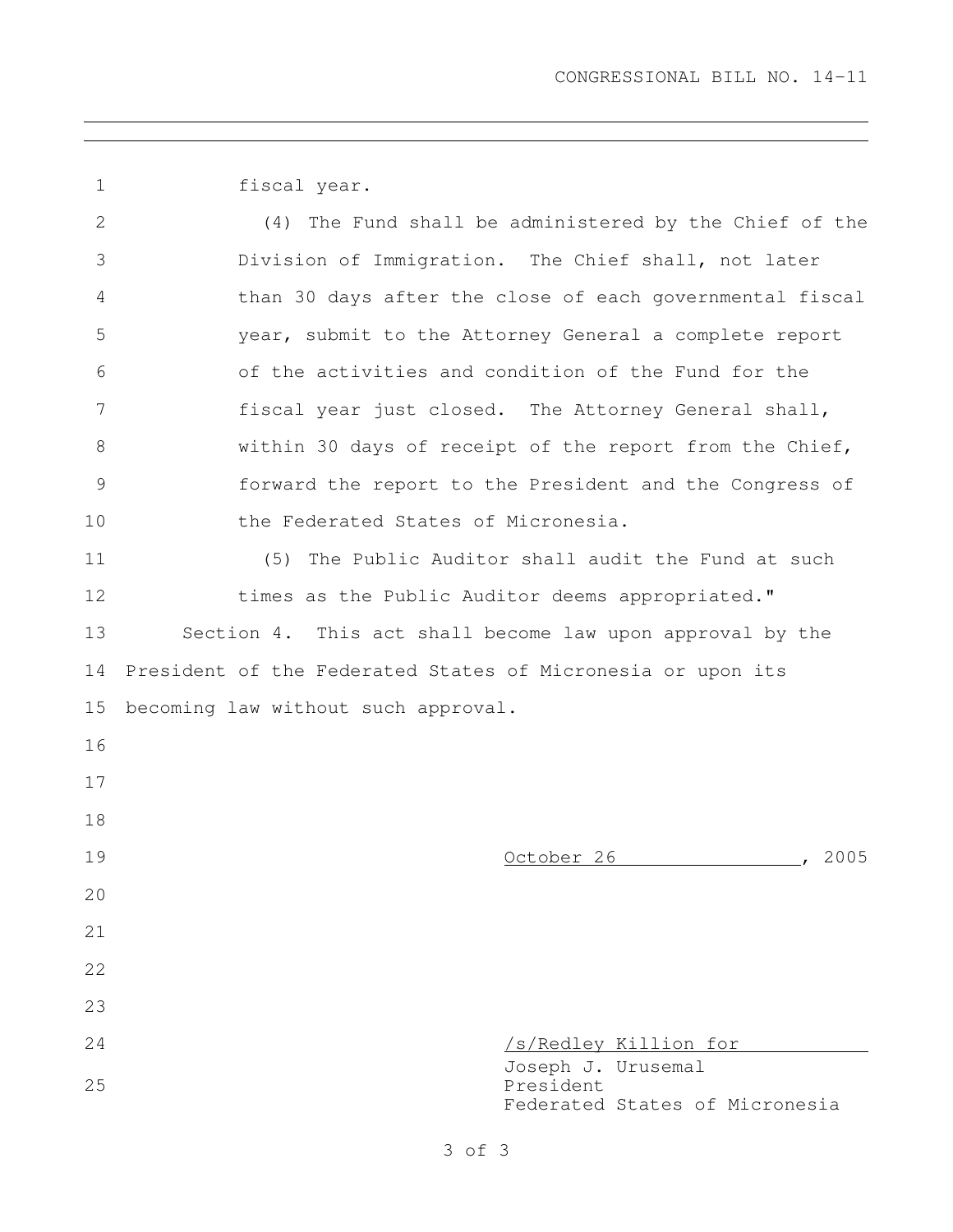fiscal year.

(4) The Fund shall be administered by the Chief of the Division of Immigration. The Chief shall, not later than 30 days after the close of each governmental fiscal year, submit to the Attorney General a complete report of the activities and condition of the Fund for the fiscal year just closed. The Attorney General shall, within 30 days of receipt of the report from the Chief, forward the report to the President and the Congress of the Federated States of Micronesia.

(5) The Public Auditor shall audit the Fund at such times as the Public Auditor deems appropriated."

Section 4. This act shall become law upon approval by the President of the Federated States of Micronesia or upon its becoming law without such approval.

October 26, 2005

/s/Redley Killion for
Joseph J. Urusemal
President
Federated States of Micronesia